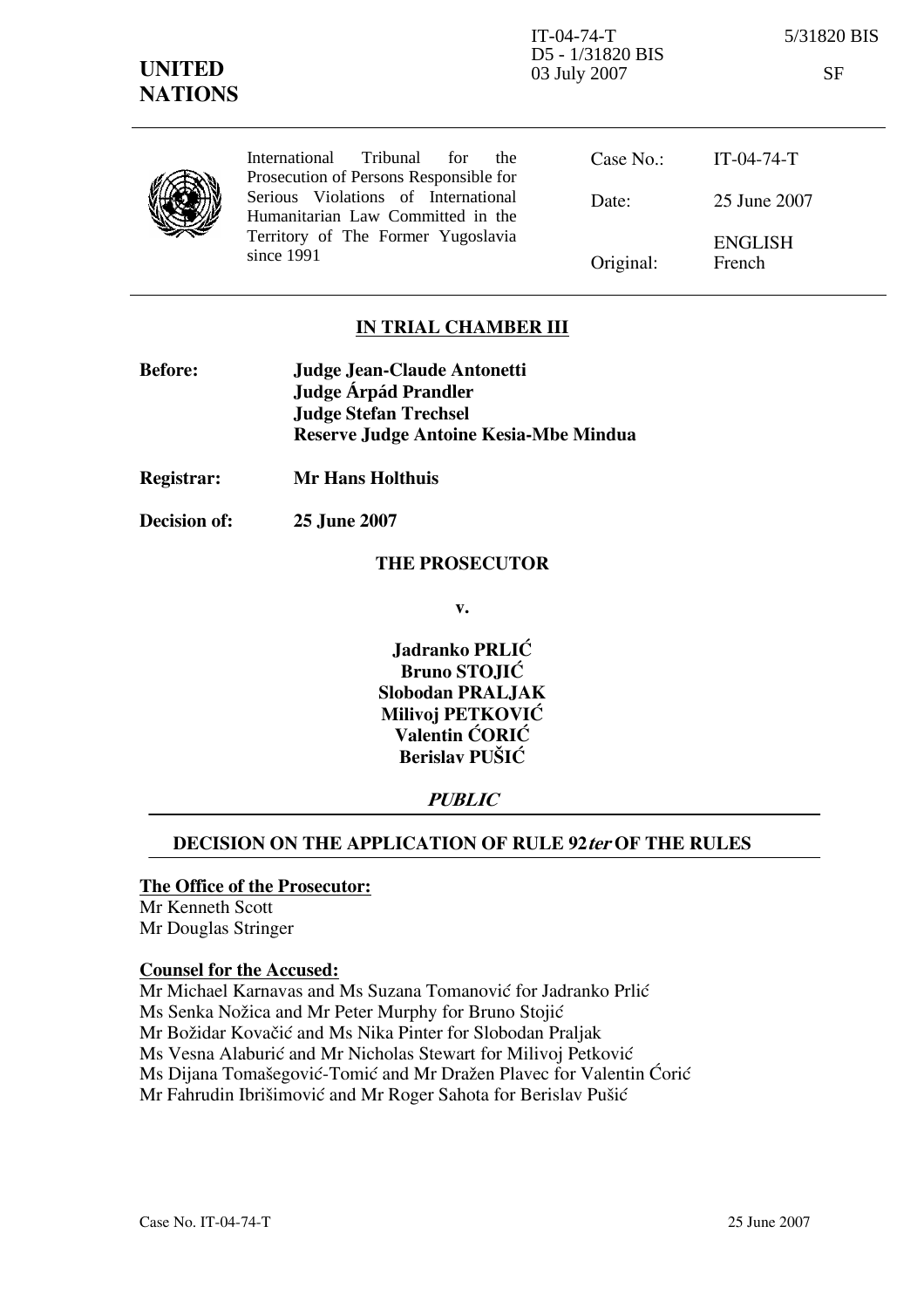IT-04-74-T
D5 - 1/31820 BIS
03 July 2007

5/31820 BIS

SF

**UNITED NATIONS**

International Tribunal for the Prosecution of Persons Responsible for Serious Violations of International Humanitarian Law Committed in the Territory of The Former Yugoslavia since 1991

| | |
|---|---|
| Case No.: | IT-04-74-T |
| Date: | 25 June 2007 |
| Original: | ENGLISH<br>French |

## IN TRIAL CHAMBER III

**Before:** **Judge Jean-Claude Antonetti**
**Judge Árpád Prandler**
**Judge Stefan Trechsel**
**Reserve Judge Antoine Kesia-Mbe Mindua**

**Registrar:** **Mr Hans Holthuis**

**Decision of:** **25 June 2007**

**THE PROSECUTOR**

**v.**

**Jadranko PRLIĆ**
**Bruno STOJIĆ**
**Slobodan PRALJAK**
**Milivoj PETKOVIĆ**
**Valentin ĆORIĆ**
**Berislav PUŠIĆ**

***PUBLIC***

## DECISION ON THE APPLICATION OF RULE 92*ter* OF THE RULES

**The Office of the Prosecutor:**
Mr Kenneth Scott
Mr Douglas Stringer

**Counsel for the Accused:**
Mr Michael Karnavas and Ms Suzana Tomanović for Jadranko Prlić
Ms Senka Nožica and Mr Peter Murphy for Bruno Stojić
Mr Božidar Kovačić and Ms Nika Pinter for Slobodan Praljak
Ms Vesna Alaburić and Mr Nicholas Stewart for Milivoj Petković
Ms Dijana Tomašegović-Tomić and Mr Dražen Plavec for Valentin Ćorić
Mr Fahrudin Ibrišimović and Mr Roger Sahota for Berislav Pušić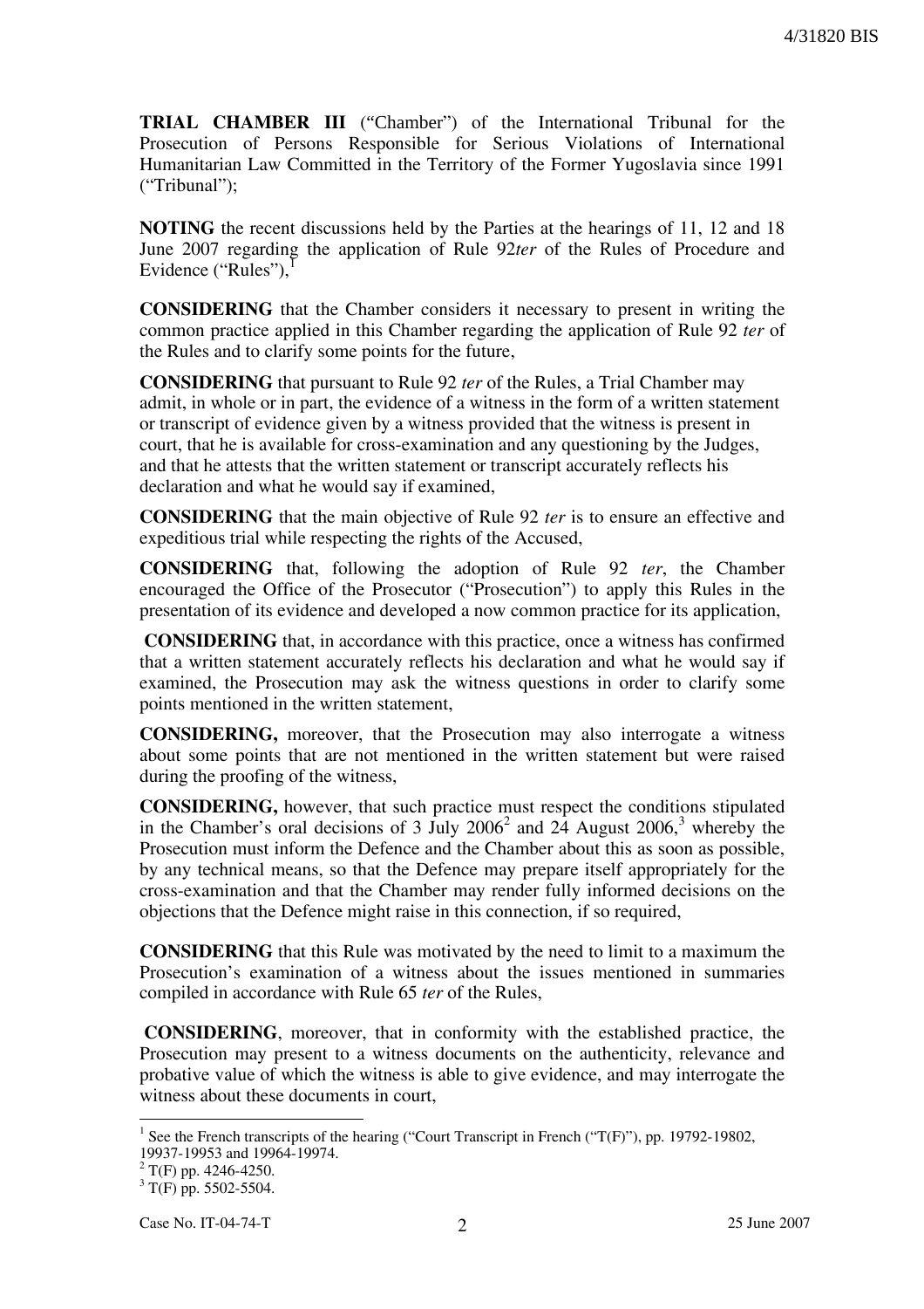**TRIAL CHAMBER III** ("Chamber") of the International Tribunal for the Prosecution of Persons Responsible for Serious Violations of International Humanitarian Law Committed in the Territory of the Former Yugoslavia since 1991 ("Tribunal");

**NOTING** the recent discussions held by the Parties at the hearings of 11, 12 and 18 June 2007 regarding the application of Rule 92*ter* of the Rules of Procedure and Evidence ("Rules"),[1]

**CONSIDERING** that the Chamber considers it necessary to present in writing the common practice applied in this Chamber regarding the application of Rule 92 *ter* of the Rules and to clarify some points for the future,

**CONSIDERING** that pursuant to Rule 92 *ter* of the Rules, a Trial Chamber may admit, in whole or in part, the evidence of a witness in the form of a written statement or transcript of evidence given by a witness provided that the witness is present in court, that he is available for cross-examination and any questioning by the Judges, and that he attests that the written statement or transcript accurately reflects his declaration and what he would say if examined,

**CONSIDERING** that the main objective of Rule 92 *ter* is to ensure an effective and expeditious trial while respecting the rights of the Accused,

**CONSIDERING** that, following the adoption of Rule 92 *ter*, the Chamber encouraged the Office of the Prosecutor ("Prosecution") to apply this Rules in the presentation of its evidence and developed a now common practice for its application,

**CONSIDERING** that, in accordance with this practice, once a witness has confirmed that a written statement accurately reflects his declaration and what he would say if examined, the Prosecution may ask the witness questions in order to clarify some points mentioned in the written statement,

**CONSIDERING,** moreover, that the Prosecution may also interrogate a witness about some points that are not mentioned in the written statement but were raised during the proofing of the witness,

**CONSIDERING,** however, that such practice must respect the conditions stipulated in the Chamber's oral decisions of 3 July 2006[2] and 24 August 2006,[3] whereby the Prosecution must inform the Defence and the Chamber about this as soon as possible, by any technical means, so that the Defence may prepare itself appropriately for the cross-examination and that the Chamber may render fully informed decisions on the objections that the Defence might raise in this connection, if so required,

**CONSIDERING** that this Rule was motivated by the need to limit to a maximum the Prosecution's examination of a witness about the issues mentioned in summaries compiled in accordance with Rule 65 *ter* of the Rules,

**CONSIDERING**, moreover, that in conformity with the established practice, the Prosecution may present to a witness documents on the authenticity, relevance and probative value of which the witness is able to give evidence, and may interrogate the witness about these documents in court,

---

[1] See the French transcripts of the hearing ("Court Transcript in French ("T(F)"), pp. 19792-19802, 19937-19953 and 19964-19974.

[2] T(F) pp. 4246-4250.

[3] T(F) pp. 5502-5504.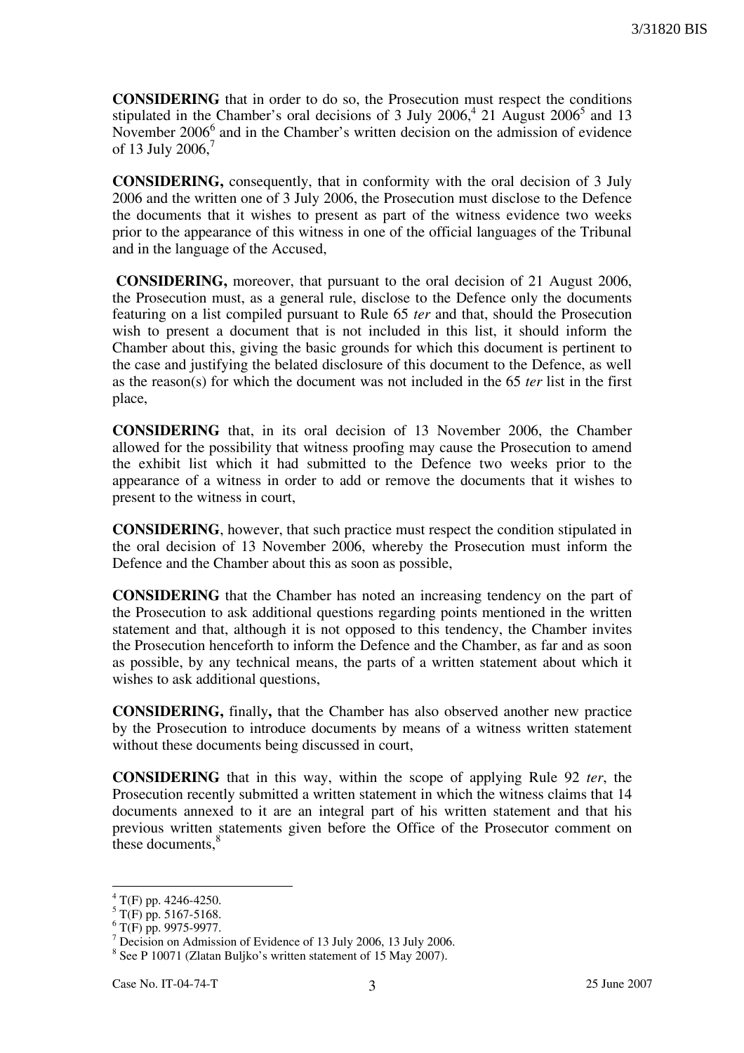**CONSIDERING** that in order to do so, the Prosecution must respect the conditions stipulated in the Chamber's oral decisions of 3 July 2006,[4] 21 August 2006[5] and 13 November 2006[6] and in the Chamber's written decision on the admission of evidence of 13 July 2006,[7]

**CONSIDERING,** consequently, that in conformity with the oral decision of 3 July 2006 and the written one of 3 July 2006, the Prosecution must disclose to the Defence the documents that it wishes to present as part of the witness evidence two weeks prior to the appearance of this witness in one of the official languages of the Tribunal and in the language of the Accused,

**CONSIDERING,** moreover, that pursuant to the oral decision of 21 August 2006, the Prosecution must, as a general rule, disclose to the Defence only the documents featuring on a list compiled pursuant to Rule 65 *ter* and that, should the Prosecution wish to present a document that is not included in this list, it should inform the Chamber about this, giving the basic grounds for which this document is pertinent to the case and justifying the belated disclosure of this document to the Defence, as well as the reason(s) for which the document was not included in the 65 *ter* list in the first place,

**CONSIDERING** that, in its oral decision of 13 November 2006, the Chamber allowed for the possibility that witness proofing may cause the Prosecution to amend the exhibit list which it had submitted to the Defence two weeks prior to the appearance of a witness in order to add or remove the documents that it wishes to present to the witness in court,

**CONSIDERING**, however, that such practice must respect the condition stipulated in the oral decision of 13 November 2006, whereby the Prosecution must inform the Defence and the Chamber about this as soon as possible,

**CONSIDERING** that the Chamber has noted an increasing tendency on the part of the Prosecution to ask additional questions regarding points mentioned in the written statement and that, although it is not opposed to this tendency, the Chamber invites the Prosecution henceforth to inform the Defence and the Chamber, as far and as soon as possible, by any technical means, the parts of a written statement about which it wishes to ask additional questions,

**CONSIDERING,** finally**,** that the Chamber has also observed another new practice by the Prosecution to introduce documents by means of a witness written statement without these documents being discussed in court,

**CONSIDERING** that in this way, within the scope of applying Rule 92 *ter*, the Prosecution recently submitted a written statement in which the witness claims that 14 documents annexed to it are an integral part of his written statement and that his previous written statements given before the Office of the Prosecutor comment on these documents,[8]

---

[4] T(F) pp. 4246-4250.

[5] T(F) pp. 5167-5168.

[6] T(F) pp. 9975-9977.

[7] Decision on Admission of Evidence of 13 July 2006, 13 July 2006.

[8] See P 10071 (Zlatan Buljko's written statement of 15 May 2007).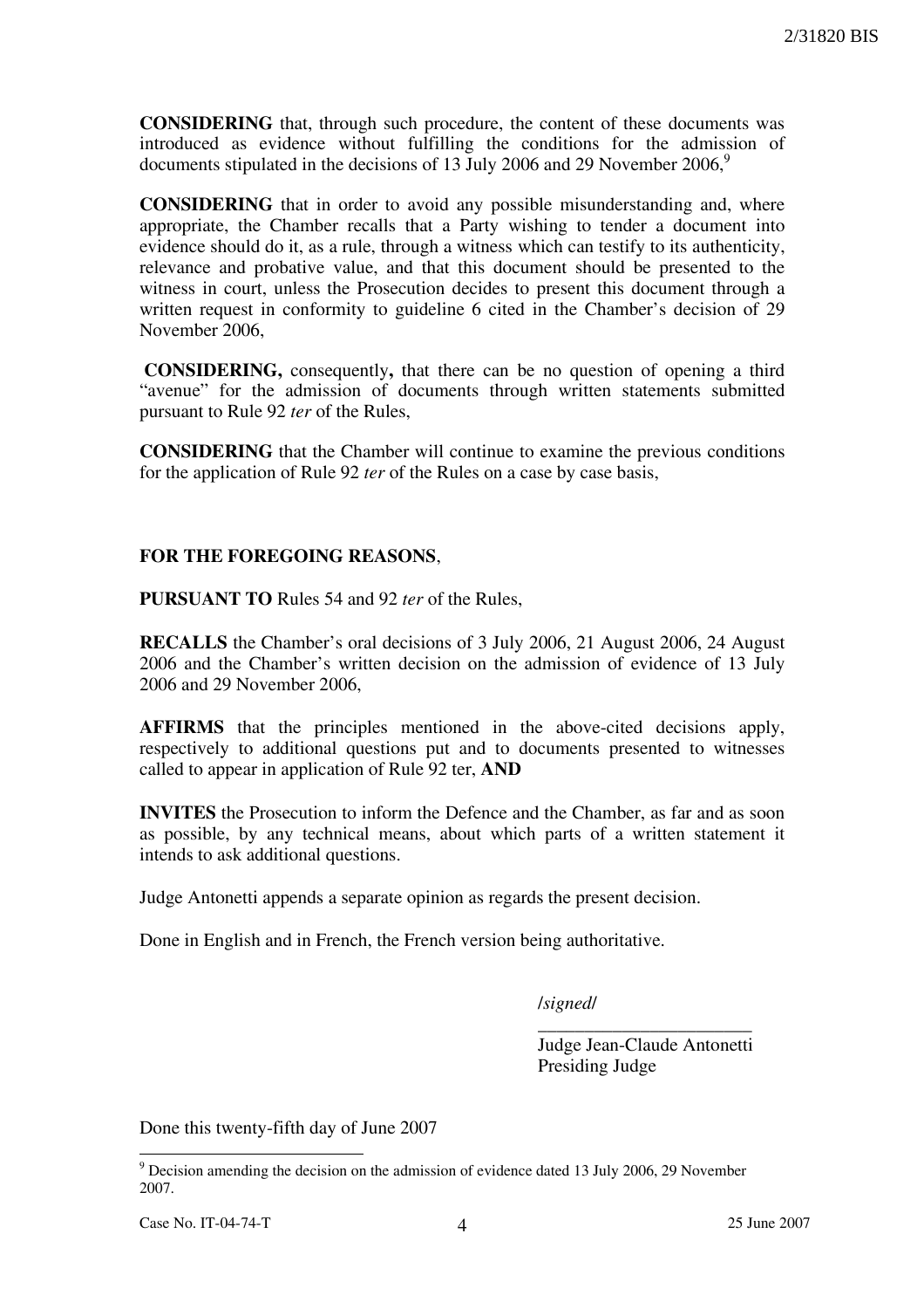**CONSIDERING** that, through such procedure, the content of these documents was introduced as evidence without fulfilling the conditions for the admission of documents stipulated in the decisions of 13 July 2006 and 29 November 2006,[9]

**CONSIDERING** that in order to avoid any possible misunderstanding and, where appropriate, the Chamber recalls that a Party wishing to tender a document into evidence should do it, as a rule, through a witness which can testify to its authenticity, relevance and probative value, and that this document should be presented to the witness in court, unless the Prosecution decides to present this document through a written request in conformity to guideline 6 cited in the Chamber's decision of 29 November 2006,

**CONSIDERING,** consequently**,** that there can be no question of opening a third "avenue" for the admission of documents through written statements submitted pursuant to Rule 92 *ter* of the Rules,

**CONSIDERING** that the Chamber will continue to examine the previous conditions for the application of Rule 92 *ter* of the Rules on a case by case basis,

**FOR THE FOREGOING REASONS**,

**PURSUANT TO** Rules 54 and 92 *ter* of the Rules,

**RECALLS** the Chamber's oral decisions of 3 July 2006, 21 August 2006, 24 August 2006 and the Chamber's written decision on the admission of evidence of 13 July 2006 and 29 November 2006,

**AFFIRMS** that the principles mentioned in the above-cited decisions apply, respectively to additional questions put and to documents presented to witnesses called to appear in application of Rule 92 ter, **AND**

**INVITES** the Prosecution to inform the Defence and the Chamber, as far and as soon as possible, by any technical means, about which parts of a written statement it intends to ask additional questions.

Judge Antonetti appends a separate opinion as regards the present decision.

Done in English and in French, the French version being authoritative.

/*signed*/

Judge Jean-Claude Antonetti
Presiding Judge

Done this twenty-fifth day of June 2007

---

[9] Decision amending the decision on the admission of evidence dated 13 July 2006, 29 November 2007.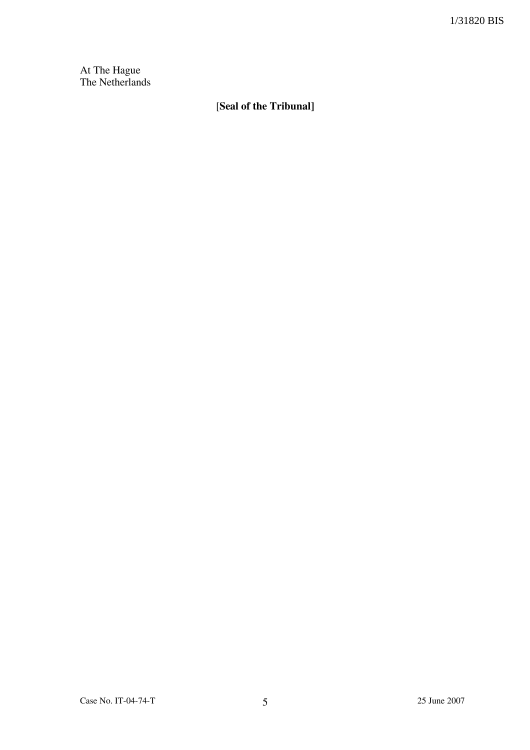At The Hague
The Netherlands

**[Seal of the Tribunal]**